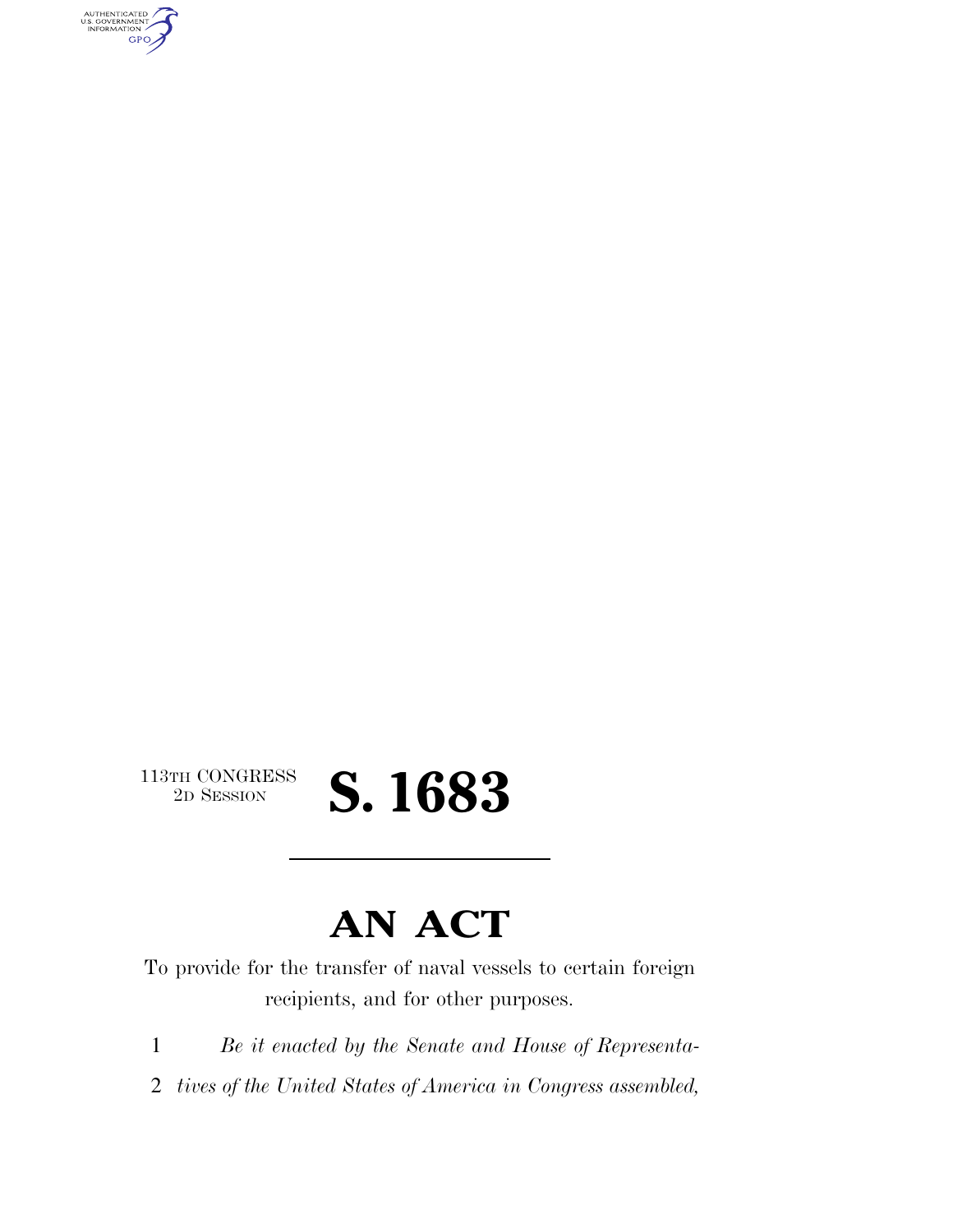113TH CONGRESS
2D SESSION

# S. 1683

## AN ACT

To provide for the transfer of naval vessels to certain foreign recipients, and for other purposes.

1 *Be it enacted by the Senate and House of Representa-*
2 *tives of the United States of America in Congress assembled,*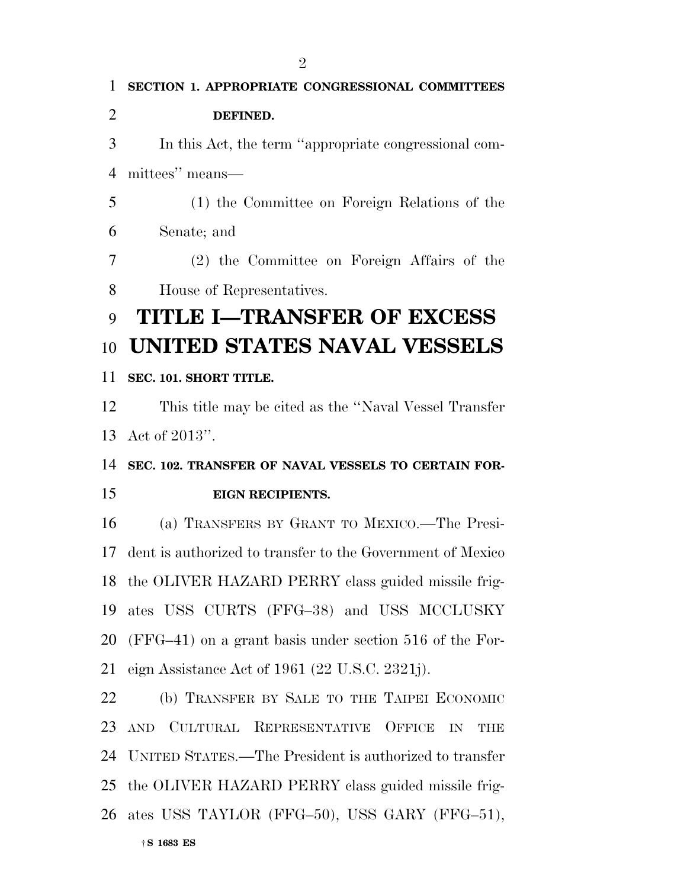**SECTION 1. APPROPRIATE CONGRESSIONAL COMMITTEES DEFINED.**

In this Act, the term "appropriate congressional committees" means—

(1) the Committee on Foreign Relations of the Senate; and

(2) the Committee on Foreign Affairs of the House of Representatives.

# TITLE I—TRANSFER OF EXCESS UNITED STATES NAVAL VESSELS

**SEC. 101. SHORT TITLE.**

This title may be cited as the "Naval Vessel Transfer Act of 2013".

**SEC. 102. TRANSFER OF NAVAL VESSELS TO CERTAIN FOREIGN RECIPIENTS.**

(a) TRANSFERS BY GRANT TO MEXICO.—The President is authorized to transfer to the Government of Mexico the OLIVER HAZARD PERRY class guided missile frigates USS CURTS (FFG–38) and USS MCCLUSKY (FFG–41) on a grant basis under section 516 of the Foreign Assistance Act of 1961 (22 U.S.C. 2321j).

(b) TRANSFER BY SALE TO THE TAIPEI ECONOMIC AND CULTURAL REPRESENTATIVE OFFICE IN THE UNITED STATES.—The President is authorized to transfer the OLIVER HAZARD PERRY class guided missile frigates USS TAYLOR (FFG–50), USS GARY (FFG–51),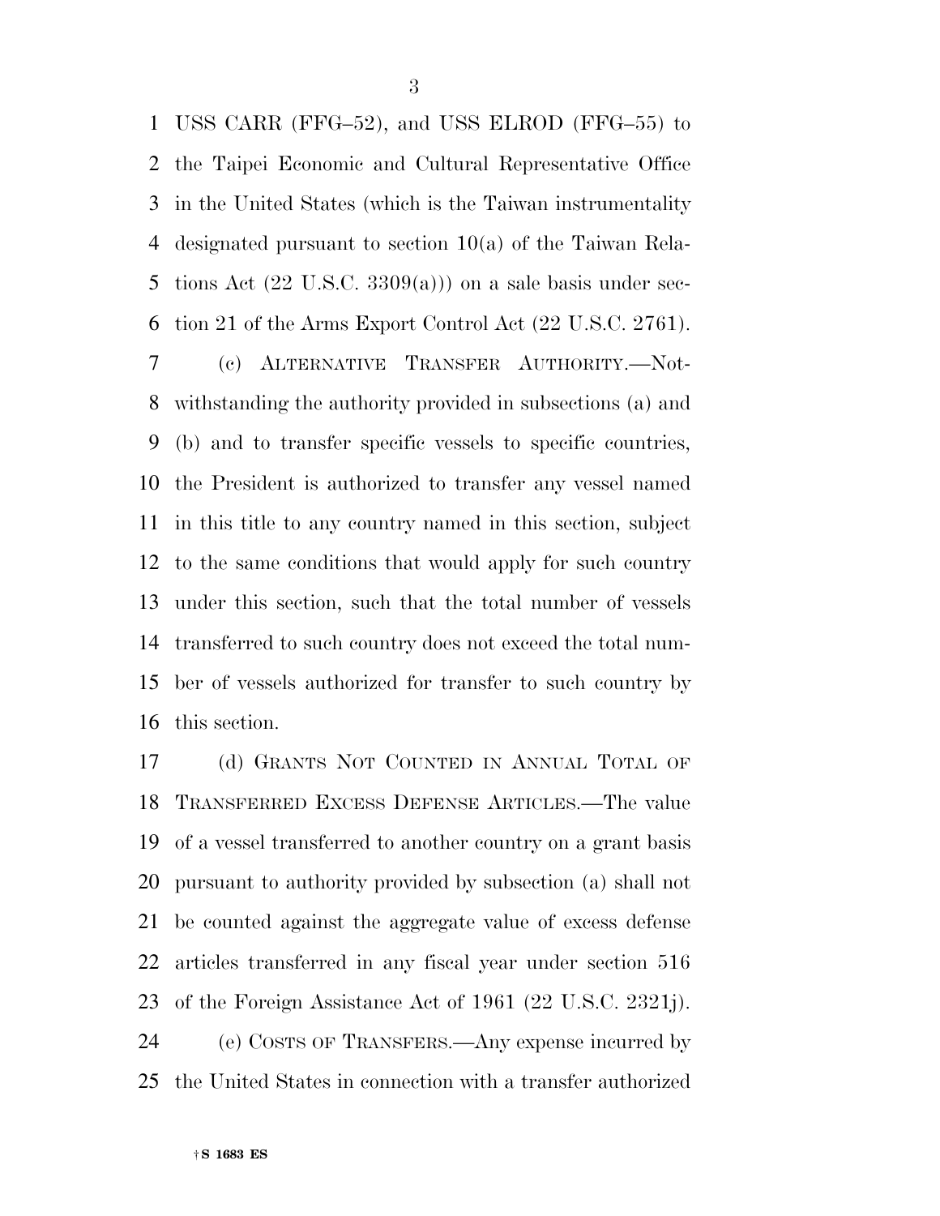USS CARR (FFG–52), and USS ELROD (FFG–55) to the Taipei Economic and Cultural Representative Office in the United States (which is the Taiwan instrumentality designated pursuant to section 10(a) of the Taiwan Relations Act (22 U.S.C. 3309(a))) on a sale basis under section 21 of the Arms Export Control Act (22 U.S.C. 2761).

(c) ALTERNATIVE TRANSFER AUTHORITY.—Notwithstanding the authority provided in subsections (a) and (b) and to transfer specific vessels to specific countries, the President is authorized to transfer any vessel named in this title to any country named in this section, subject to the same conditions that would apply for such country under this section, such that the total number of vessels transferred to such country does not exceed the total number of vessels authorized for transfer to such country by this section.

(d) GRANTS NOT COUNTED IN ANNUAL TOTAL OF TRANSFERRED EXCESS DEFENSE ARTICLES.—The value of a vessel transferred to another country on a grant basis pursuant to authority provided by subsection (a) shall not be counted against the aggregate value of excess defense articles transferred in any fiscal year under section 516 of the Foreign Assistance Act of 1961 (22 U.S.C. 2321j).

(e) COSTS OF TRANSFERS.—Any expense incurred by the United States in connection with a transfer authorized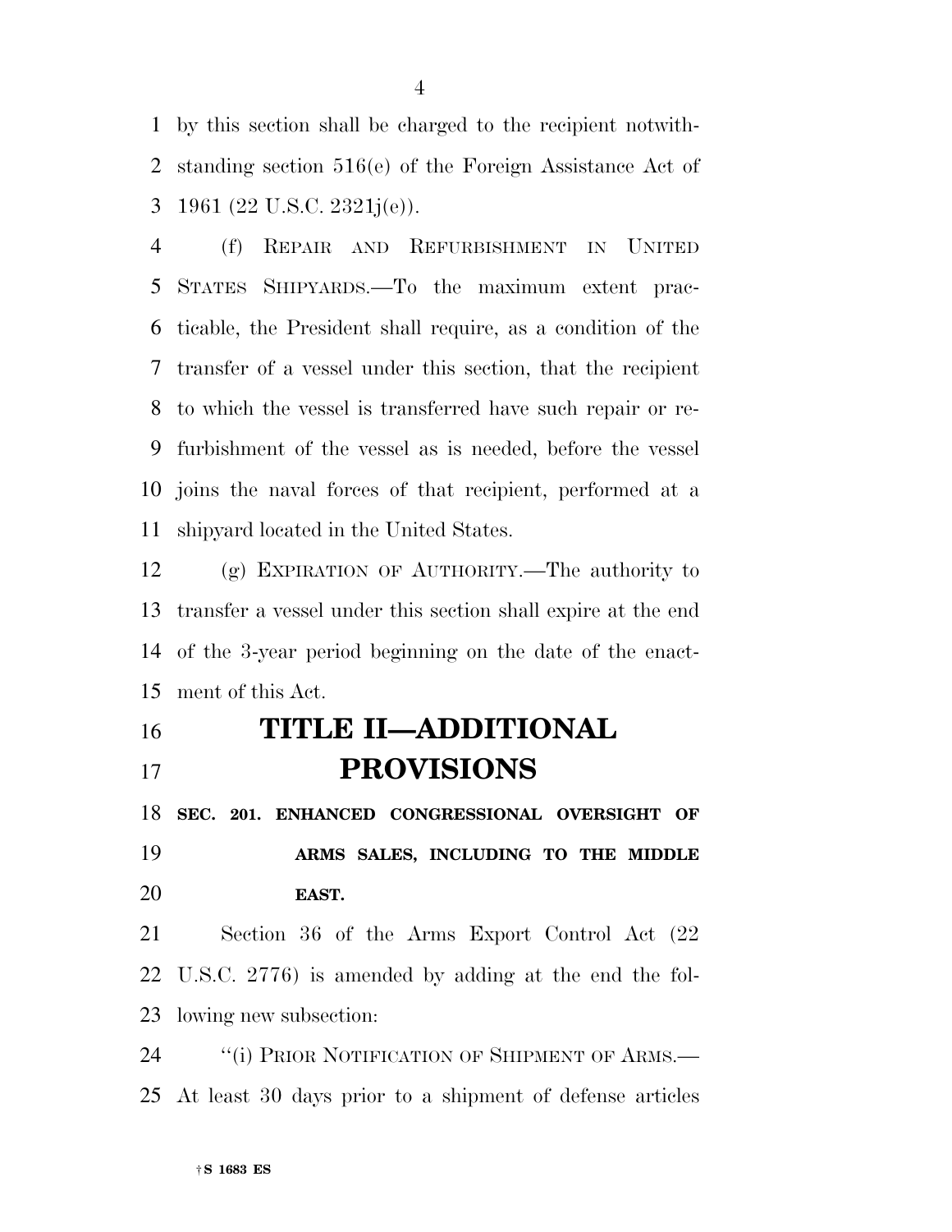by this section shall be charged to the recipient notwithstanding section 516(e) of the Foreign Assistance Act of 1961 (22 U.S.C. 2321j(e)).

(f) REPAIR AND REFURBISHMENT IN UNITED STATES SHIPYARDS.—To the maximum extent practicable, the President shall require, as a condition of the transfer of a vessel under this section, that the recipient to which the vessel is transferred have such repair or refurbishment of the vessel as is needed, before the vessel joins the naval forces of that recipient, performed at a shipyard located in the United States.

(g) EXPIRATION OF AUTHORITY.—The authority to transfer a vessel under this section shall expire at the end of the 3-year period beginning on the date of the enactment of this Act.

# TITLE II—ADDITIONAL PROVISIONS

**SEC. 201. ENHANCED CONGRESSIONAL OVERSIGHT OF ARMS SALES, INCLUDING TO THE MIDDLE EAST.**

Section 36 of the Arms Export Control Act (22 U.S.C. 2776) is amended by adding at the end the following new subsection:

''(i) PRIOR NOTIFICATION OF SHIPMENT OF ARMS.—At least 30 days prior to a shipment of defense articles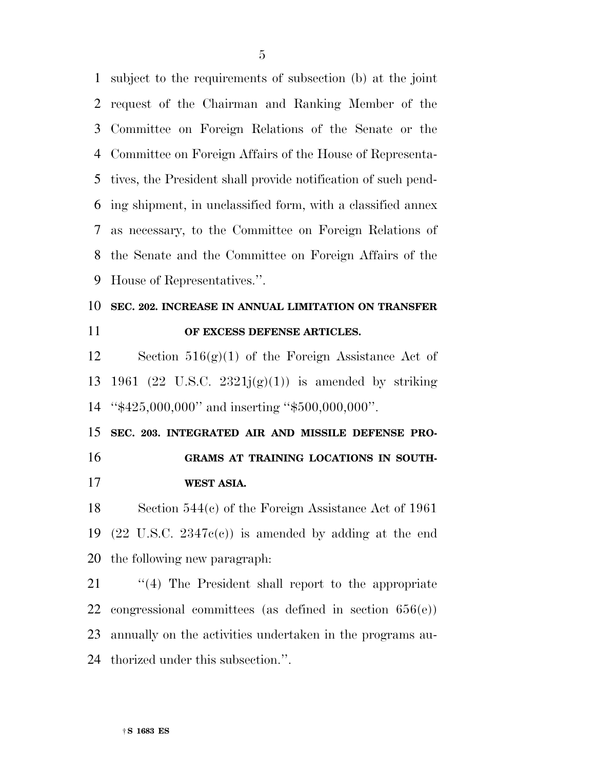subject to the requirements of subsection (b) at the joint request of the Chairman and Ranking Member of the Committee on Foreign Relations of the Senate or the Committee on Foreign Affairs of the House of Representatives, the President shall provide notification of such pending shipment, in unclassified form, with a classified annex as necessary, to the Committee on Foreign Relations of the Senate and the Committee on Foreign Affairs of the House of Representatives.''.

**SEC. 202. INCREASE IN ANNUAL LIMITATION ON TRANSFER OF EXCESS DEFENSE ARTICLES.**

Section 516(g)(1) of the Foreign Assistance Act of 1961 (22 U.S.C. 2321j(g)(1)) is amended by striking ''$425,000,000'' and inserting ''$500,000,000''.

**SEC. 203. INTEGRATED AIR AND MISSILE DEFENSE PROGRAMS AT TRAINING LOCATIONS IN SOUTHWEST ASIA.**

Section 544(c) of the Foreign Assistance Act of 1961 (22 U.S.C. 2347c(c)) is amended by adding at the end the following new paragraph:

''(4) The President shall report to the appropriate congressional committees (as defined in section 656(e)) annually on the activities undertaken in the programs authorized under this subsection.''.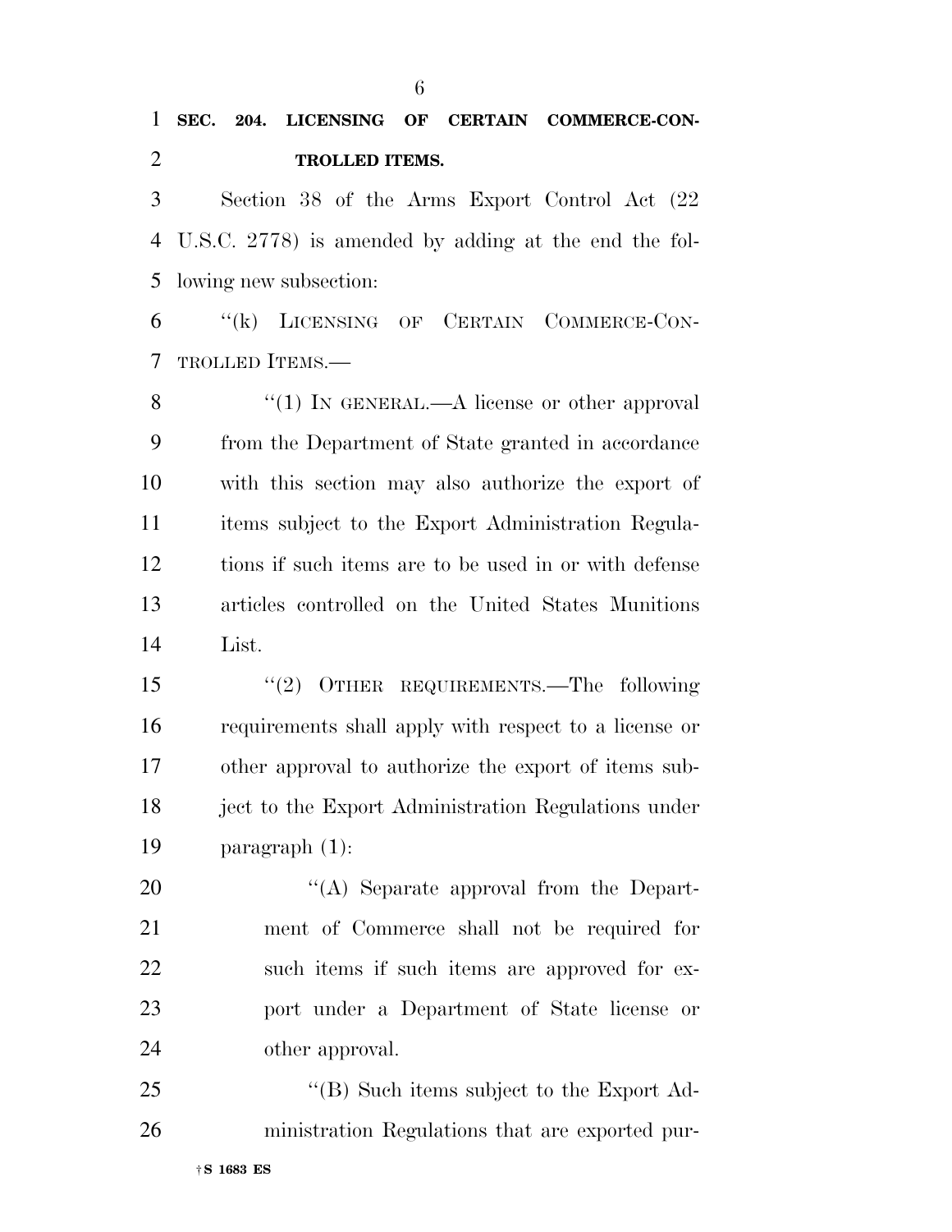**SEC. 204. LICENSING OF CERTAIN COMMERCE-CONTROLLED ITEMS.**

Section 38 of the Arms Export Control Act (22 U.S.C. 2778) is amended by adding at the end the following new subsection:

"(k) LICENSING OF CERTAIN COMMERCE-CONTROLLED ITEMS.—

"(1) IN GENERAL.—A license or other approval from the Department of State granted in accordance with this section may also authorize the export of items subject to the Export Administration Regulations if such items are to be used in or with defense articles controlled on the United States Munitions List.

"(2) OTHER REQUIREMENTS.—The following requirements shall apply with respect to a license or other approval to authorize the export of items subject to the Export Administration Regulations under paragraph (1):

"(A) Separate approval from the Department of Commerce shall not be required for such items if such items are approved for export under a Department of State license or other approval.

"(B) Such items subject to the Export Administration Regulations that are exported pur-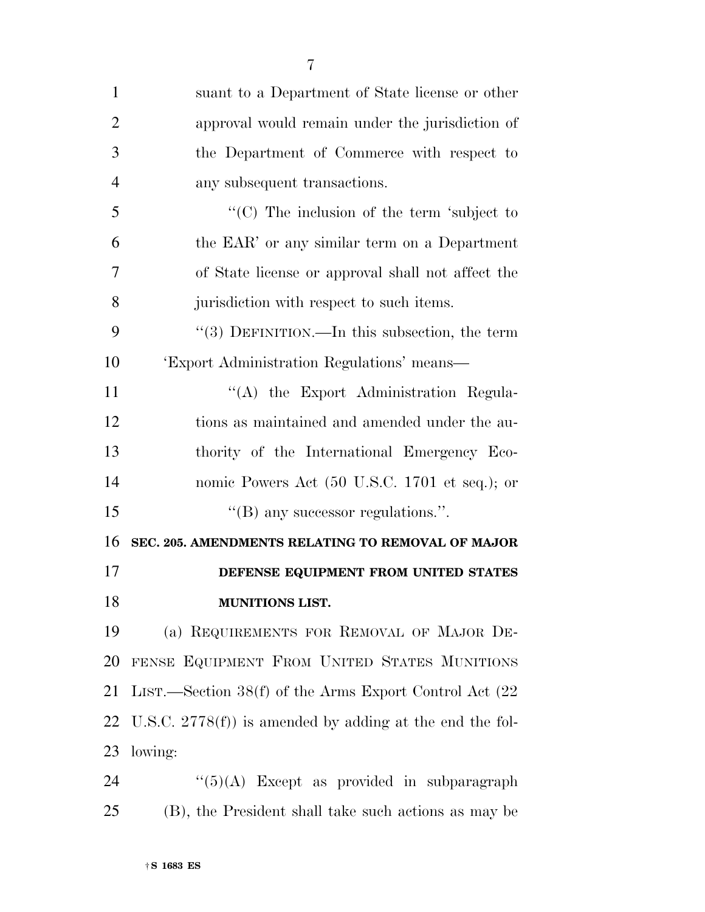suant to a Department of State license or other approval would remain under the jurisdiction of the Department of Commerce with respect to any subsequent transactions.

''(C) The inclusion of the term 'subject to the EAR' or any similar term on a Department of State license or approval shall not affect the jurisdiction with respect to such items.

''(3) DEFINITION.—In this subsection, the term 'Export Administration Regulations' means—

''(A) the Export Administration Regulations as maintained and amended under the authority of the International Emergency Economic Powers Act (50 U.S.C. 1701 et seq.); or

''(B) any successor regulations.''.

**SEC. 205. AMENDMENTS RELATING TO REMOVAL OF MAJOR DEFENSE EQUIPMENT FROM UNITED STATES MUNITIONS LIST.**

(a) REQUIREMENTS FOR REMOVAL OF MAJOR DEFENSE EQUIPMENT FROM UNITED STATES MUNITIONS LIST.—Section 38(f) of the Arms Export Control Act (22 U.S.C. 2778(f)) is amended by adding at the end the following:

''(5)(A) Except as provided in subparagraph (B), the President shall take such actions as may be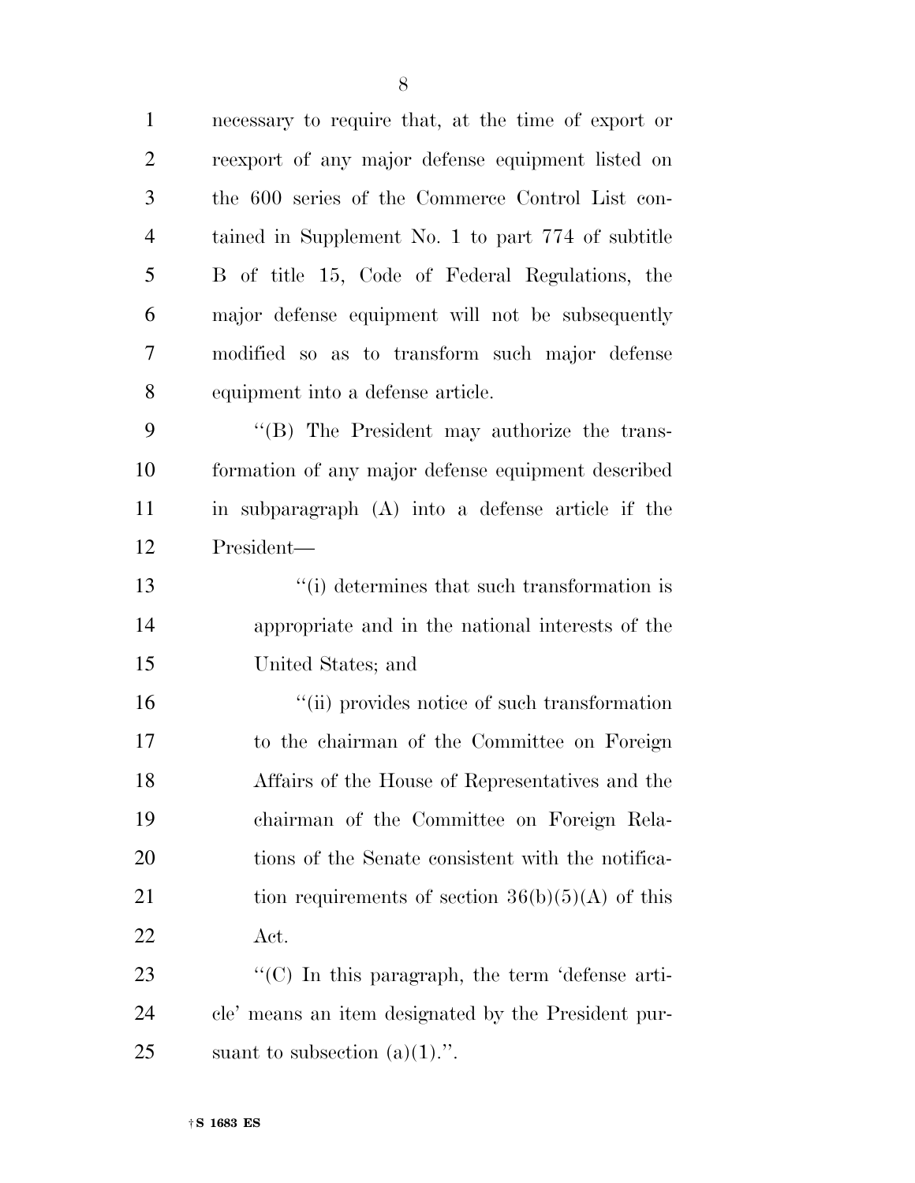necessary to require that, at the time of export or reexport of any major defense equipment listed on the 600 series of the Commerce Control List contained in Supplement No. 1 to part 774 of subtitle B of title 15, Code of Federal Regulations, the major defense equipment will not be subsequently modified so as to transform such major defense equipment into a defense article.

"(B) The President may authorize the transformation of any major defense equipment described in subparagraph (A) into a defense article if the President—

"(i) determines that such transformation is appropriate and in the national interests of the United States; and

"(ii) provides notice of such transformation to the chairman of the Committee on Foreign Affairs of the House of Representatives and the chairman of the Committee on Foreign Relations of the Senate consistent with the notification requirements of section 36(b)(5)(A) of this Act.

"(C) In this paragraph, the term 'defense article' means an item designated by the President pursuant to subsection (a)(1).".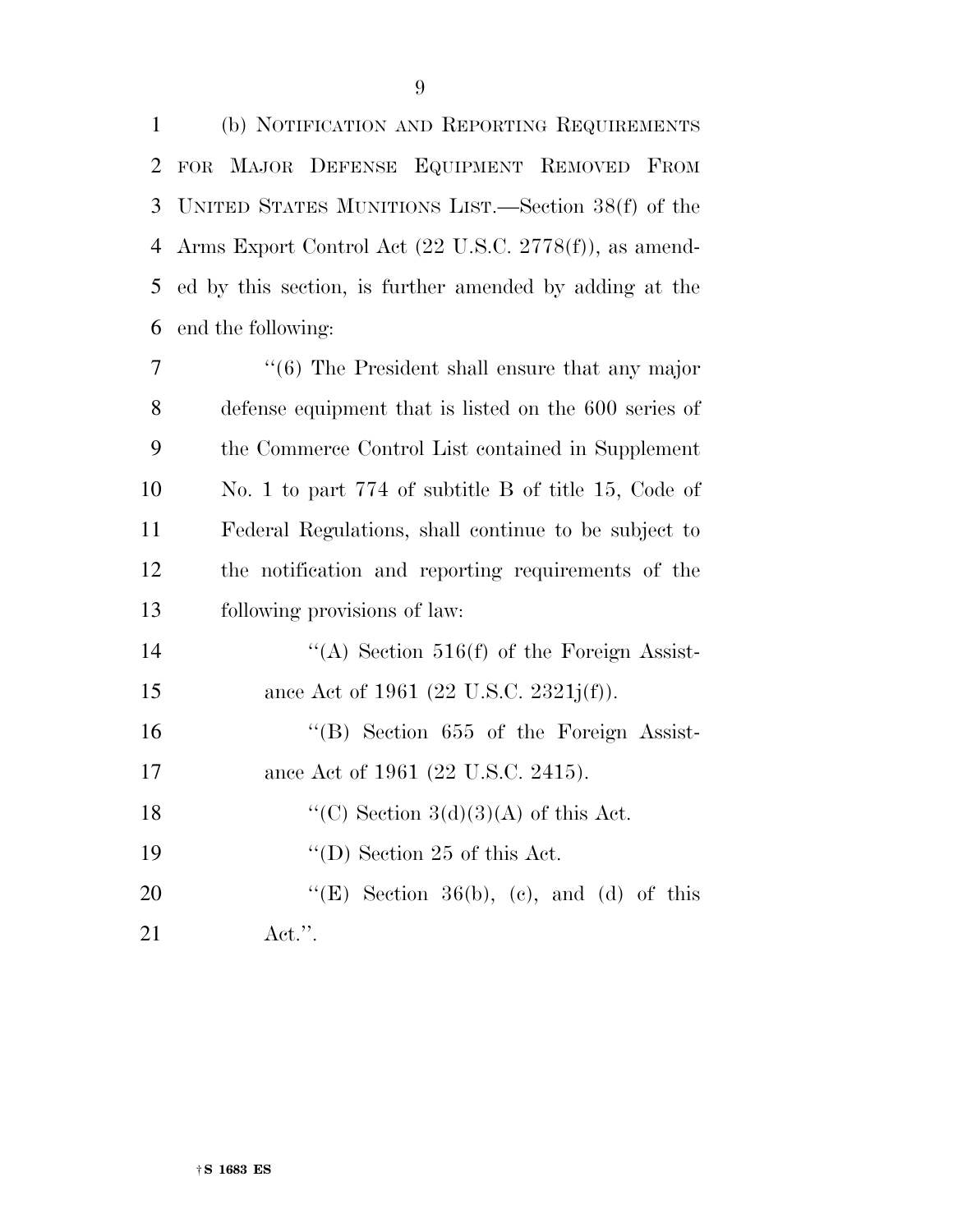(b) NOTIFICATION AND REPORTING REQUIREMENTS FOR MAJOR DEFENSE EQUIPMENT REMOVED FROM UNITED STATES MUNITIONS LIST.—Section 38(f) of the Arms Export Control Act (22 U.S.C. 2778(f)), as amended by this section, is further amended by adding at the end the following:

''(6) The President shall ensure that any major defense equipment that is listed on the 600 series of the Commerce Control List contained in Supplement No. 1 to part 774 of subtitle B of title 15, Code of Federal Regulations, shall continue to be subject to the notification and reporting requirements of the following provisions of law:

''(A) Section 516(f) of the Foreign Assistance Act of 1961 (22 U.S.C. 2321j(f)).

''(B) Section 655 of the Foreign Assistance Act of 1961 (22 U.S.C. 2415).

''(C) Section 3(d)(3)(A) of this Act.

''(D) Section 25 of this Act.

''(E) Section 36(b), (c), and (d) of this Act.''.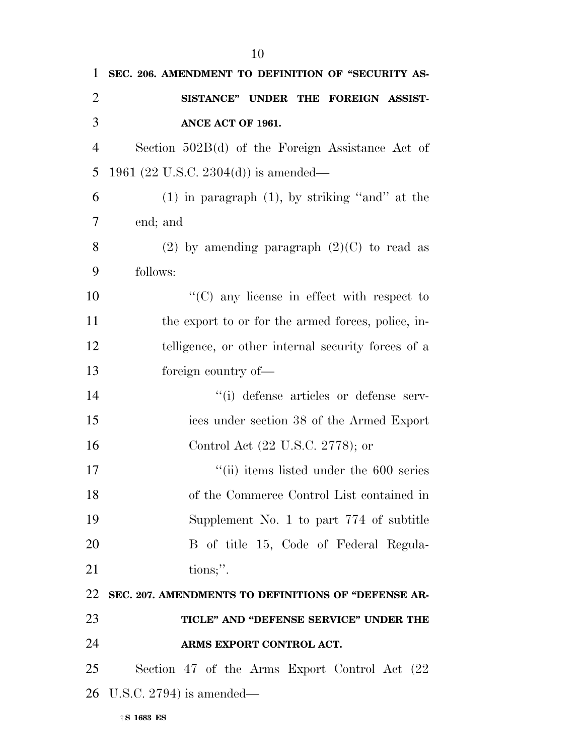**SEC. 206. AMENDMENT TO DEFINITION OF "SECURITY ASSISTANCE" UNDER THE FOREIGN ASSISTANCE ACT OF 1961.**

Section 502B(d) of the Foreign Assistance Act of 1961 (22 U.S.C. 2304(d)) is amended—

(1) in paragraph (1), by striking "and" at the end; and

(2) by amending paragraph (2)(C) to read as follows:

"(C) any license in effect with respect to the export to or for the armed forces, police, intelligence, or other internal security forces of a foreign country of—

"(i) defense articles or defense services under section 38 of the Armed Export Control Act (22 U.S.C. 2778); or

"(ii) items listed under the 600 series of the Commerce Control List contained in Supplement No. 1 to part 774 of subtitle B of title 15, Code of Federal Regulations;".

**SEC. 207. AMENDMENTS TO DEFINITIONS OF "DEFENSE ARTICLE" AND "DEFENSE SERVICE" UNDER THE ARMS EXPORT CONTROL ACT.**

Section 47 of the Arms Export Control Act (22 U.S.C. 2794) is amended—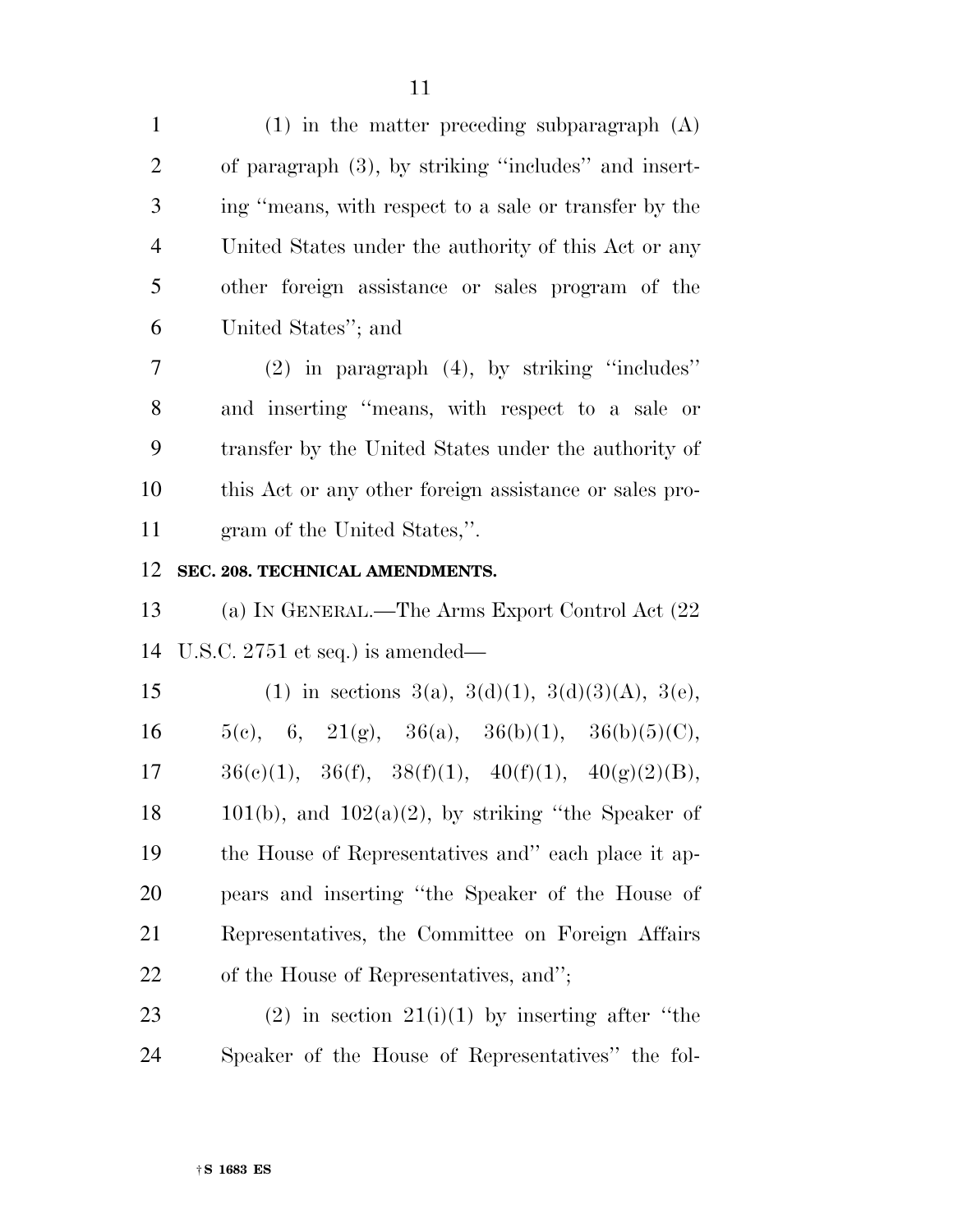(1) in the matter preceding subparagraph (A) of paragraph (3), by striking "includes" and inserting "means, with respect to a sale or transfer by the United States under the authority of this Act or any other foreign assistance or sales program of the United States"; and

(2) in paragraph (4), by striking "includes" and inserting "means, with respect to a sale or transfer by the United States under the authority of this Act or any other foreign assistance or sales program of the United States,".

**SEC. 208. TECHNICAL AMENDMENTS.**

(a) IN GENERAL.—The Arms Export Control Act (22 U.S.C. 2751 et seq.) is amended—

(1) in sections 3(a), 3(d)(1), 3(d)(3)(A), 3(e), 5(c), 6, 21(g), 36(a), 36(b)(1), 36(b)(5)(C), 36(c)(1), 36(f), 38(f)(1), 40(f)(1), 40(g)(2)(B), 101(b), and 102(a)(2), by striking "the Speaker of the House of Representatives and" each place it appears and inserting "the Speaker of the House of Representatives, the Committee on Foreign Affairs of the House of Representatives, and";

(2) in section 21(i)(1) by inserting after "the Speaker of the House of Representatives" the fol-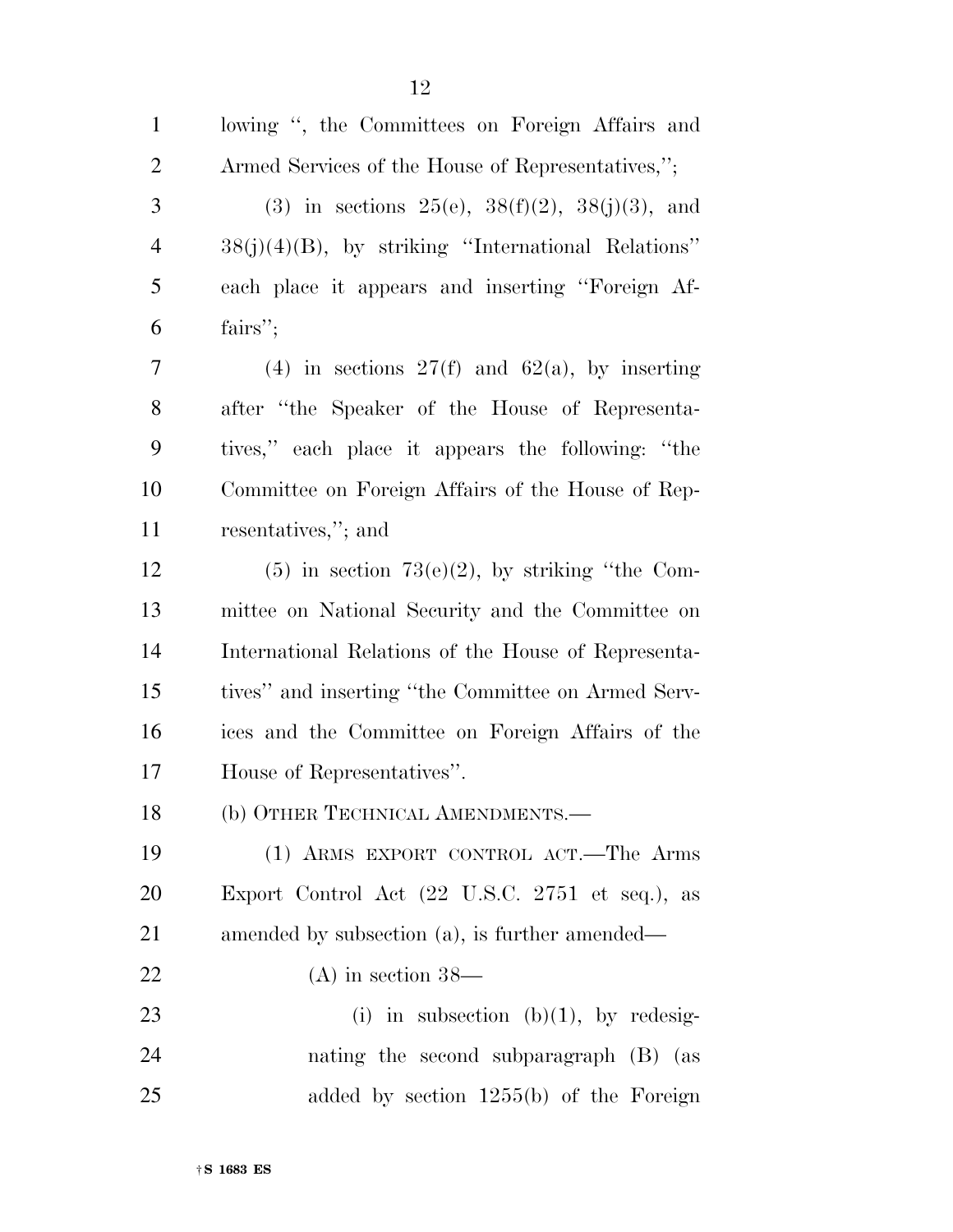lowing ", the Committees on Foreign Affairs and Armed Services of the House of Representatives,";

(3) in sections 25(e), 38(f)(2), 38(j)(3), and 38(j)(4)(B), by striking "International Relations" each place it appears and inserting "Foreign Affairs";

(4) in sections 27(f) and 62(a), by inserting after "the Speaker of the House of Representatives," each place it appears the following: "the Committee on Foreign Affairs of the House of Representatives,"; and

(5) in section 73(e)(2), by striking "the Committee on National Security and the Committee on International Relations of the House of Representatives" and inserting "the Committee on Armed Services and the Committee on Foreign Affairs of the House of Representatives".

(b) OTHER TECHNICAL AMENDMENTS.—

(1) ARMS EXPORT CONTROL ACT.—The Arms Export Control Act (22 U.S.C. 2751 et seq.), as amended by subsection (a), is further amended—

(A) in section 38—

(i) in subsection (b)(1), by redesignating the second subparagraph (B) (as added by section 1255(b) of the Foreign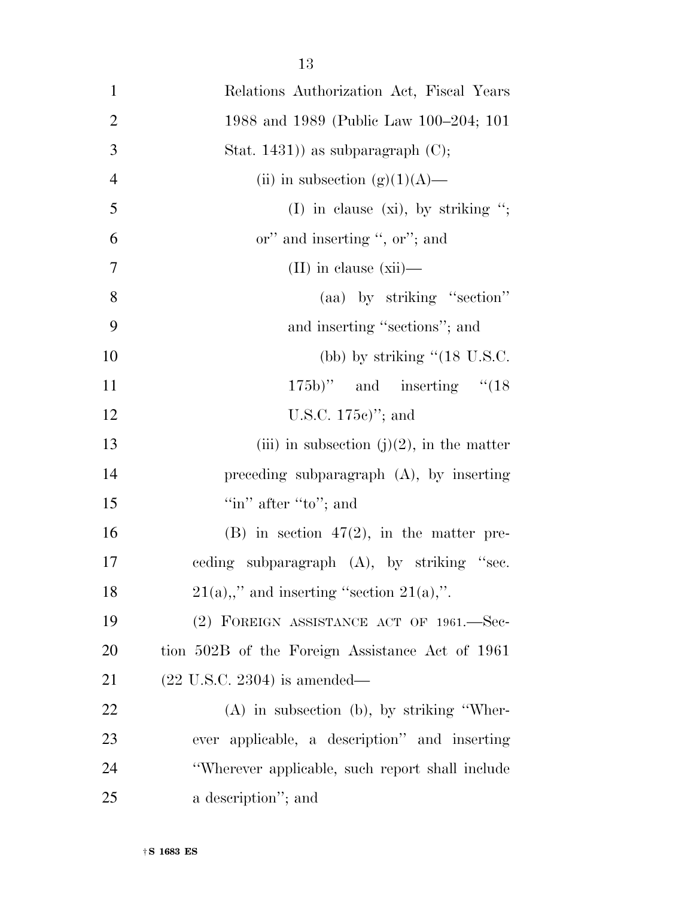Relations Authorization Act, Fiscal Years 1988 and 1989 (Public Law 100–204; 101 Stat. 1431)) as subparagraph (C);

(ii) in subsection (g)(1)(A)—

(I) in clause (xi), by striking ''; or'' and inserting '', or''; and

(II) in clause (xii)—

(aa) by striking ''section'' and inserting ''sections''; and

(bb) by striking ''(18 U.S.C. 175b)'' and inserting ''(18 U.S.C. 175c)''; and

(iii) in subsection (j)(2), in the matter preceding subparagraph (A), by inserting ''in'' after ''to''; and

(B) in section 47(2), in the matter preceding subparagraph (A), by striking ''sec. 21(a),,'' and inserting ''section 21(a),''.

(2) FOREIGN ASSISTANCE ACT OF 1961.—Section 502B of the Foreign Assistance Act of 1961 (22 U.S.C. 2304) is amended—

(A) in subsection (b), by striking ''Wherever applicable, a description'' and inserting ''Wherever applicable, such report shall include a description''; and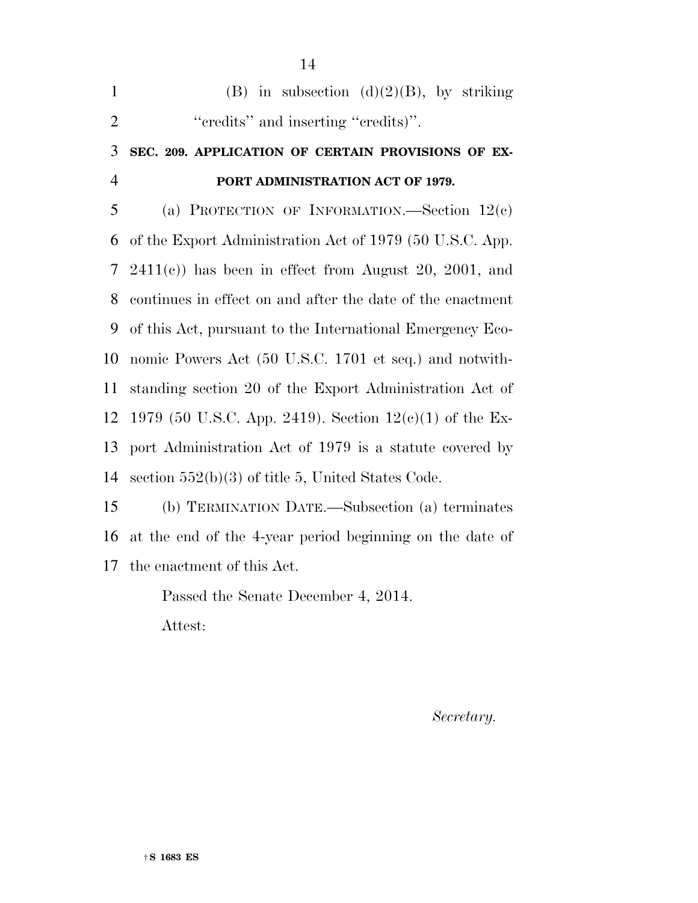(B) in subsection (d)(2)(B), by striking ''credits'' and inserting ''credits)''.

**SEC. 209. APPLICATION OF CERTAIN PROVISIONS OF EXPORT ADMINISTRATION ACT OF 1979.**

(a) PROTECTION OF INFORMATION.—Section 12(c) of the Export Administration Act of 1979 (50 U.S.C. App. 2411(c)) has been in effect from August 20, 2001, and continues in effect on and after the date of the enactment of this Act, pursuant to the International Emergency Economic Powers Act (50 U.S.C. 1701 et seq.) and notwithstanding section 20 of the Export Administration Act of 1979 (50 U.S.C. App. 2419). Section 12(c)(1) of the Export Administration Act of 1979 is a statute covered by section 552(b)(3) of title 5, United States Code.

(b) TERMINATION DATE.—Subsection (a) terminates at the end of the 4-year period beginning on the date of the enactment of this Act.

Passed the Senate December 4, 2014.

Attest:

*Secretary.*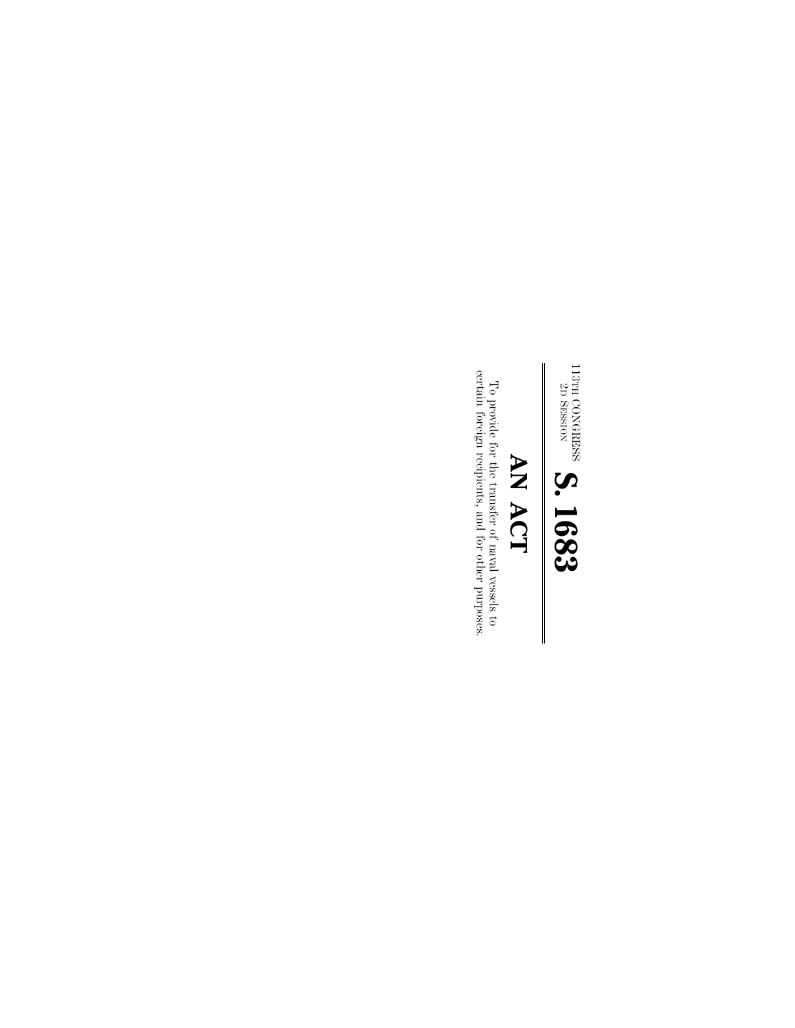113TH CONGRESS
2D SESSION

# S. 1683

# AN ACT

To provide for the transfer of naval vessels to certain foreign recipients, and for other purposes.